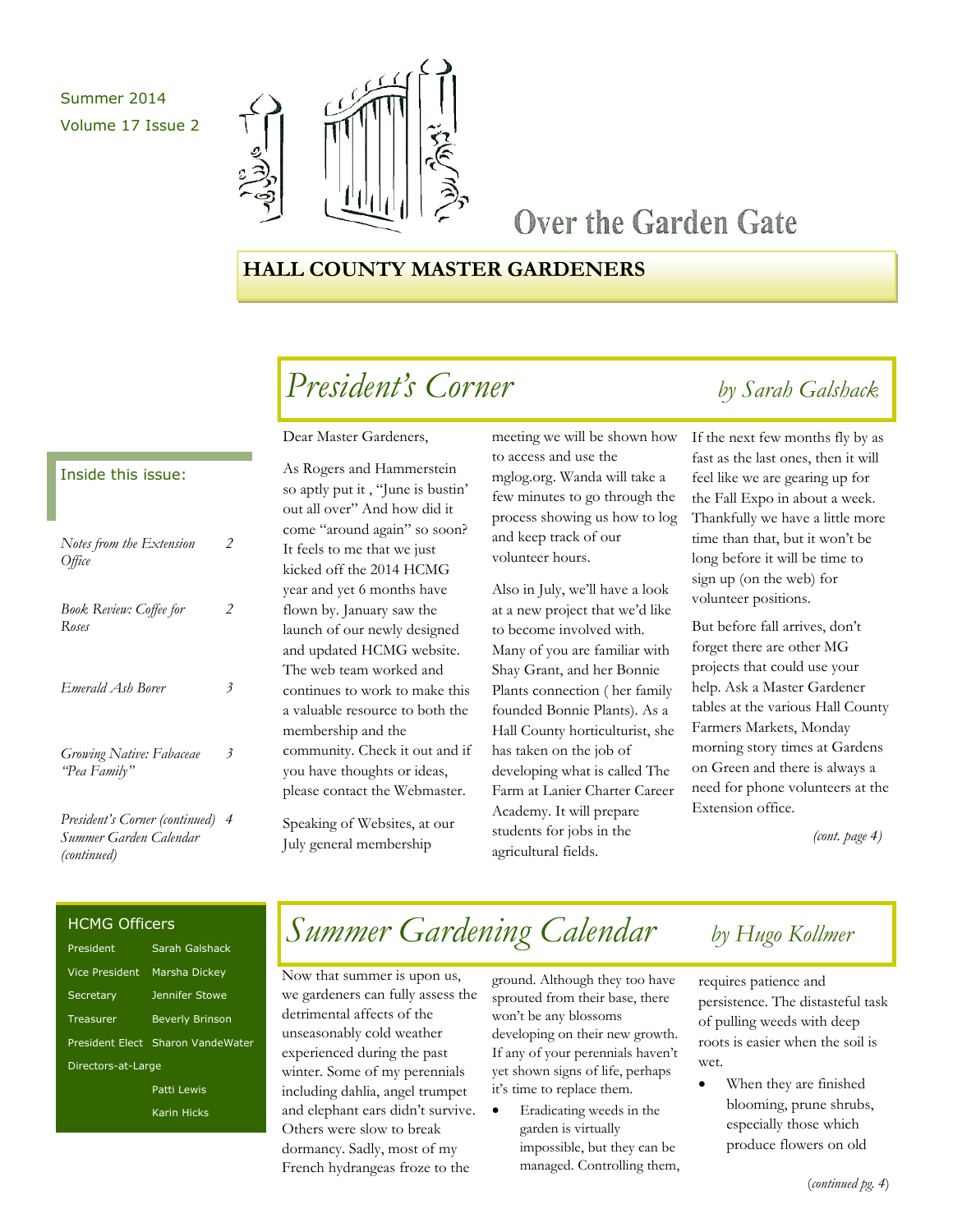Summer 2014
Volume 17 Issue 2

# Over the Garden Gate

## HALL COUNTY MASTER GARDENERS

### Inside this issue:

| | |
|---|---|
| *Notes from the Extension Office* | 2 |
| *Book Review: Coffee for Roses* | 2 |
| *Emerald Ash Borer* | 3 |
| *Growing Native: Fabaceae "Pea Family"* | 3 |
| *President's Corner (continued) Summer Garden Calendar (continued)* | 4 |

### HCMG Officers

| | |
|---|---|
| President | Sarah Galshack |
| Vice President | Marsha Dickey |
| Secretary | Jennifer Stowe |
| Treasurer | Beverly Brinson |
| President Elect | Sharon VandeWater |
| Directors-at-Large | |
| | Patti Lewis |
| | Karin Hicks |

## *President's Corner* *by Sarah Galshack*

Dear Master Gardeners,

As Rogers and Hammerstein so aptly put it , "June is bustin' out all over" And how did it come "around again" so soon? It feels to me that we just kicked off the 2014 HCMG year and yet 6 months have flown by. January saw the launch of our newly designed and updated HCMG website. The web team worked and continues to work to make this a valuable resource to both the membership and the community. Check it out and if you have thoughts or ideas, please contact the Webmaster.

Speaking of Websites, at our July general membership meeting we will be shown how to access and use the mglog.org. Wanda will take a few minutes to go through the process showing us how to log and keep track of our volunteer hours.

Also in July, we'll have a look at a new project that we'd like to become involved with. Many of you are familiar with Shay Grant, and her Bonnie Plants connection ( her family founded Bonnie Plants). As a Hall County horticulturist, she has taken on the job of developing what is called The Farm at Lanier Charter Career Academy. It will prepare students for jobs in the agricultural fields.

If the next few months fly by as fast as the last ones, then it will feel like we are gearing up for the Fall Expo in about a week. Thankfully we have a little more time than that, but it won't be long before it will be time to sign up (on the web) for volunteer positions.

But before fall arrives, don't forget there are other MG projects that could use your help. Ask a Master Gardener tables at the various Hall County Farmers Markets, Monday morning story times at Gardens on Green and there is always a need for phone volunteers at the Extension office.

*(cont. page 4)*

## *Summer Gardening Calendar* *by Hugo Kollmer*

Now that summer is upon us, we gardeners can fully assess the detrimental affects of the unseasonably cold weather experienced during the past winter. Some of my perennials including dahlia, angel trumpet and elephant ears didn't survive. Others were slow to break dormancy. Sadly, most of my French hydrangeas froze to the ground. Although they too have sprouted from their base, there won't be any blossoms developing on their new growth. If any of your perennials haven't yet shown signs of life, perhaps it's time to replace them.

- Eradicating weeds in the garden is virtually impossible, but they can be managed. Controlling them, requires patience and persistence. The distasteful task of pulling weeds with deep roots is easier when the soil is wet.
- When they are finished blooming, prune shrubs, especially those which produce flowers on old

(*continued pg. 4*)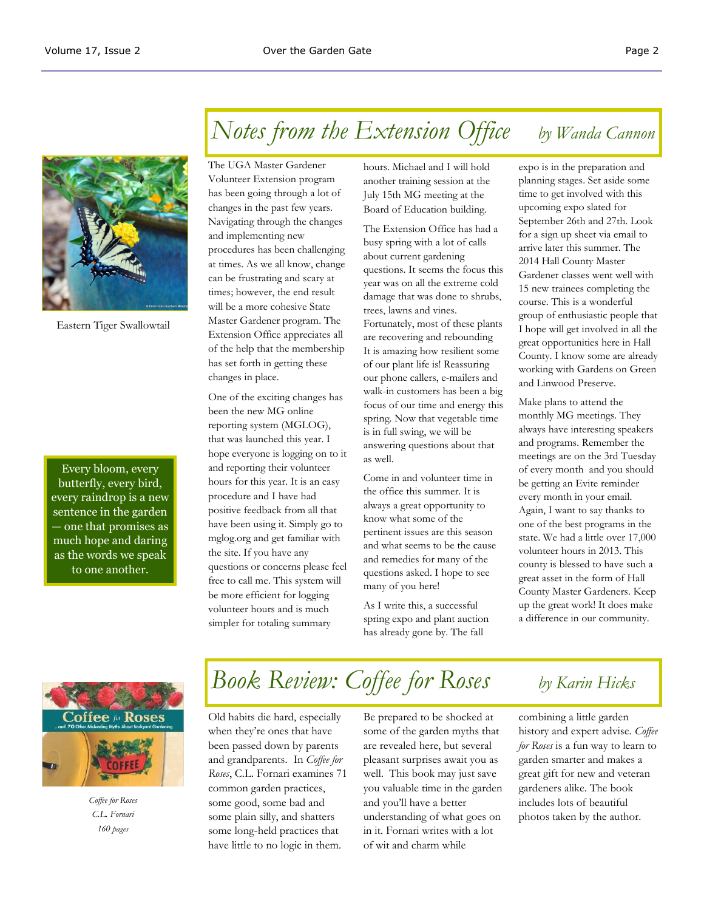Eastern Tiger Swallowtail

> Every bloom, every butterfly, every bird, every raindrop is a new sentence in the garden — one that promises as much hope and daring as the words we speak to one another.

## *Notes from the Extension Office* *by Wanda Cannon*

The UGA Master Gardener Volunteer Extension program has been going through a lot of changes in the past few years. Navigating through the changes and implementing new procedures has been challenging at times. As we all know, change can be frustrating and scary at times; however, the end result will be a more cohesive State Master Gardener program. The Extension Office appreciates all of the help that the membership has set forth in getting these changes in place.

One of the exciting changes has been the new MG online reporting system (MGLOG), that was launched this year. I hope everyone is logging on to it and reporting their volunteer hours for this year. It is an easy procedure and I have had positive feedback from all that have been using it. Simply go to mglog.org and get familiar with the site. If you have any questions or concerns please feel free to call me. This system will be more efficient for logging volunteer hours and is much simpler for totaling summary hours. Michael and I will hold another training session at the July 15th MG meeting at the Board of Education building.

The Extension Office has had a busy spring with a lot of calls about current gardening questions. It seems the focus this year was on all the extreme cold damage that was done to shrubs, trees, lawns and vines. Fortunately, most of these plants are recovering and rebounding It is amazing how resilient some of our plant life is! Reassuring our phone callers, e-mailers and walk-in customers has been a big focus of our time and energy this spring. Now that vegetable time is in full swing, we will be answering questions about that as well.

Come in and volunteer time in the office this summer. It is always a great opportunity to know what some of the pertinent issues are this season and what seems to be the cause and remedies for many of the questions asked. I hope to see many of you here!

As I write this, a successful spring expo and plant auction has already gone by. The fall expo is in the preparation and planning stages. Set aside some time to get involved with this upcoming expo slated for September 26th and 27th. Look for a sign up sheet via email to arrive later this summer. The 2014 Hall County Master Gardener classes went well with 15 new trainees completing the course. This is a wonderful group of enthusiastic people that I hope will get involved in all the great opportunities here in Hall County. I know some are already working with Gardens on Green and Linwood Preserve.

Make plans to attend the monthly MG meetings. They always have interesting speakers and programs. Remember the meetings are on the 3rd Tuesday of every month and you should be getting an Evite reminder every month in your email. Again, I want to say thanks to one of the best programs in the state. We had a little over 17,000 volunteer hours in 2013. This county is blessed to have such a great asset in the form of Hall County Master Gardeners. Keep up the great work! It does make a difference in our community.

## *Book Review: Coffee for Roses* *by Karin Hicks*

*Coffee for Roses*
*C.L. Fornari*
*160 pages*

Old habits die hard, especially when they're ones that have been passed down by parents and grandparents. In *Coffee for Roses*, C.L. Fornari examines 71 common garden practices, some good, some bad and some plain silly, and shatters some long-held practices that have little to no logic in them.

Be prepared to be shocked at some of the garden myths that are revealed here, but several pleasant surprises await you as well. This book may just save you valuable time in the garden and you'll have a better understanding of what goes on in it. Fornari writes with a lot of wit and charm while combining a little garden history and expert advise. *Coffee for Roses* is a fun way to learn to garden smarter and makes a great gift for new and veteran gardeners alike. The book includes lots of beautiful photos taken by the author.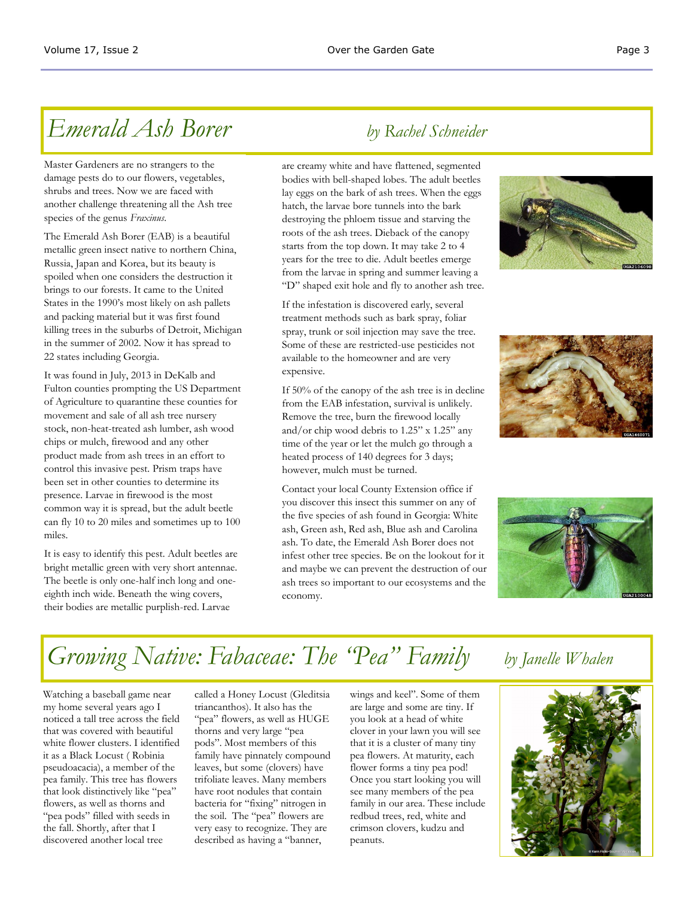# *Emerald Ash Borer*

*by Rachel Schneider*

Master Gardeners are no strangers to the damage pests do to our flowers, vegetables, shrubs and trees. Now we are faced with another challenge threatening all the Ash tree species of the genus *Fraxinus.*

The Emerald Ash Borer (EAB) is a beautiful metallic green insect native to northern China, Russia, Japan and Korea, but its beauty is spoiled when one considers the destruction it brings to our forests. It came to the United States in the 1990's most likely on ash pallets and packing material but it was first found killing trees in the suburbs of Detroit, Michigan in the summer of 2002. Now it has spread to 22 states including Georgia.

It was found in July, 2013 in DeKalb and Fulton counties prompting the US Department of Agriculture to quarantine these counties for movement and sale of all ash tree nursery stock, non-heat-treated ash lumber, ash wood chips or mulch, firewood and any other product made from ash trees in an effort to control this invasive pest. Prism traps have been set in other counties to determine its presence. Larvae in firewood is the most common way it is spread, but the adult beetle can fly 10 to 20 miles and sometimes up to 100 miles.

It is easy to identify this pest. Adult beetles are bright metallic green with very short antennae. The beetle is only one-half inch long and one-eighth inch wide. Beneath the wing covers, their bodies are metallic purplish-red. Larvae are creamy white and have flattened, segmented bodies with bell-shaped lobes. The adult beetles lay eggs on the bark of ash trees. When the eggs hatch, the larvae bore tunnels into the bark destroying the phloem tissue and starving the roots of the ash trees. Dieback of the canopy starts from the top down. It may take 2 to 4 years for the tree to die. Adult beetles emerge from the larvae in spring and summer leaving a "D" shaped exit hole and fly to another ash tree.

If the infestation is discovered early, several treatment methods such as bark spray, foliar spray, trunk or soil injection may save the tree. Some of these are restricted-use pesticides not available to the homeowner and are very expensive.

If 50% of the canopy of the ash tree is in decline from the EAB infestation, survival is unlikely. Remove the tree, burn the firewood locally and/or chip wood debris to 1.25" x 1.25" any time of the year or let the mulch go through a heated process of 140 degrees for 3 days; however, mulch must be turned.

Contact your local County Extension office if you discover this insect this summer on any of the five species of ash found in Georgia: White ash, Green ash, Red ash, Blue ash and Carolina ash. To date, the Emerald Ash Borer does not infest other tree species. Be on the lookout for it and maybe we can prevent the destruction of our ash trees so important to our ecosystems and the economy.

# *Growing Native: Fabaceae: The "Pea" Family*

*by Janelle Whalen*

Watching a baseball game near my home several years ago I noticed a tall tree across the field that was covered with beautiful white flower clusters. I identified it as a Black Locust ( Robinia pseudoacacia), a member of the pea family. This tree has flowers that look distinctively like "pea" flowers, as well as thorns and "pea pods" filled with seeds in the fall. Shortly, after that I discovered another local tree called a Honey Locust (Gleditsia triancanthos). It also has the "pea" flowers, as well as HUGE thorns and very large "pea pods". Most members of this family have pinnately compound leaves, but some (clovers) have trifoliate leaves. Many members have root nodules that contain bacteria for "fixing" nitrogen in the soil. The "pea" flowers are very easy to recognize. They are described as having a "banner, wings and keel". Some of them are large and some are tiny. If you look at a head of white clover in your lawn you will see that it is a cluster of many tiny pea flowers. At maturity, each flower forms a tiny pea pod! Once you start looking you will see many members of the pea family in our area. These include redbud trees, red, white and crimson clovers, kudzu and peanuts.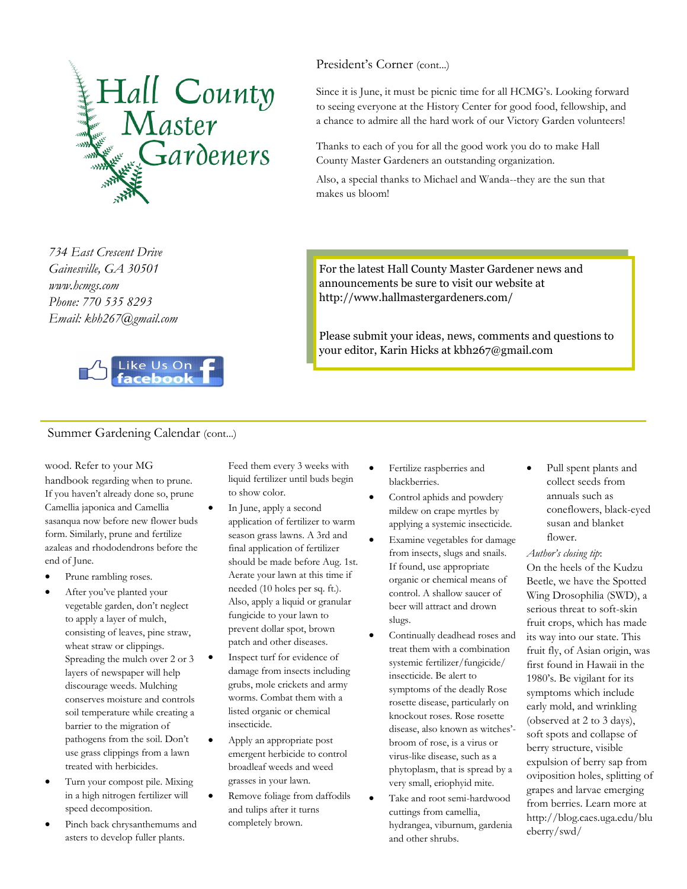Hall County Master Gardeners

## President's Corner (cont...)

Since it is June, it must be picnic time for all HCMG's. Looking forward to seeing everyone at the History Center for good food, fellowship, and a chance to admire all the hard work of our Victory Garden volunteers!

Thanks to each of you for all the good work you do to make Hall County Master Gardeners an outstanding organization.

Also, a special thanks to Michael and Wanda--they are the sun that makes us bloom!

*734 East Crescent Drive*
*Gainesville, GA 30501*
*www.hcmgs.com*
*Phone: 770 535 8293*
*Email: kbh267@gmail.com*

Like Us On facebook

For the latest Hall County Master Gardener news and announcements be sure to visit our website at http://www.hallmastergardeners.com/

Please submit your ideas, news, comments and questions to your editor, Karin Hicks at kbh267@gmail.com

## Summer Gardening Calendar (cont...)

wood. Refer to your MG handbook regarding when to prune. If you haven't already done so, prune Camellia japonica and Camellia sasanqua now before new flower buds form. Similarly, prune and fertilize azaleas and rhododendrons before the end of June.

- Prune rambling roses.
- After you've planted your vegetable garden, don't neglect to apply a layer of mulch, consisting of leaves, pine straw, wheat straw or clippings. Spreading the mulch over 2 or 3 layers of newspaper will help discourage weeds. Mulching conserves moisture and controls soil temperature while creating a barrier to the migration of pathogens from the soil. Don't use grass clippings from a lawn treated with herbicides.
- Turn your compost pile. Mixing in a high nitrogen fertilizer will speed decomposition.
- Pinch back chrysanthemums and asters to develop fuller plants. Feed them every 3 weeks with liquid fertilizer until buds begin to show color.
- In June, apply a second application of fertilizer to warm season grass lawns. A 3rd and final application of fertilizer should be made before Aug. 1st. Aerate your lawn at this time if needed (10 holes per sq. ft.). Also, apply a liquid or granular fungicide to your lawn to prevent dollar spot, brown patch and other diseases.
- Inspect turf for evidence of damage from insects including grubs, mole crickets and army worms. Combat them with a listed organic or chemical insecticide.
- Apply an appropriate post emergent herbicide to control broadleaf weeds and weed grasses in your lawn.
- Remove foliage from daffodils and tulips after it turns completely brown.
- Fertilize raspberries and blackberries.
- Control aphids and powdery mildew on crape myrtles by applying a systemic insecticide.
- Examine vegetables for damage from insects, slugs and snails. If found, use appropriate organic or chemical means of control. A shallow saucer of beer will attract and drown slugs.
- Continually deadhead roses and treat them with a combination systemic fertilizer/fungicide/insecticide. Be alert to symptoms of the deadly Rose rosette disease, particularly on knockout roses. Rose rosette disease, also known as witches'-broom of rose, is a virus or virus-like disease, such as a phytoplasm, that is spread by a very small, eriophyid mite.
- Take and root semi-hardwood cuttings from camellia, hydrangea, viburnum, gardenia and other shrubs.
- Pull spent plants and collect seeds from annuals such as coneflowers, black-eyed susan and blanket flower.

*Author's closing tip*:
On the heels of the Kudzu Beetle, we have the Spotted Wing Drosophilia (SWD), a serious threat to soft-skin fruit crops, which has made its way into our state. This fruit fly, of Asian origin, was first found in Hawaii in the 1980's. Be vigilant for its symptoms which include early mold, and wrinkling (observed at 2 to 3 days), soft spots and collapse of berry structure, visible expulsion of berry sap from oviposition holes, splitting of grapes and larvae emerging from berries. Learn more at http://blog.caes.uga.edu/blueberry/swd/